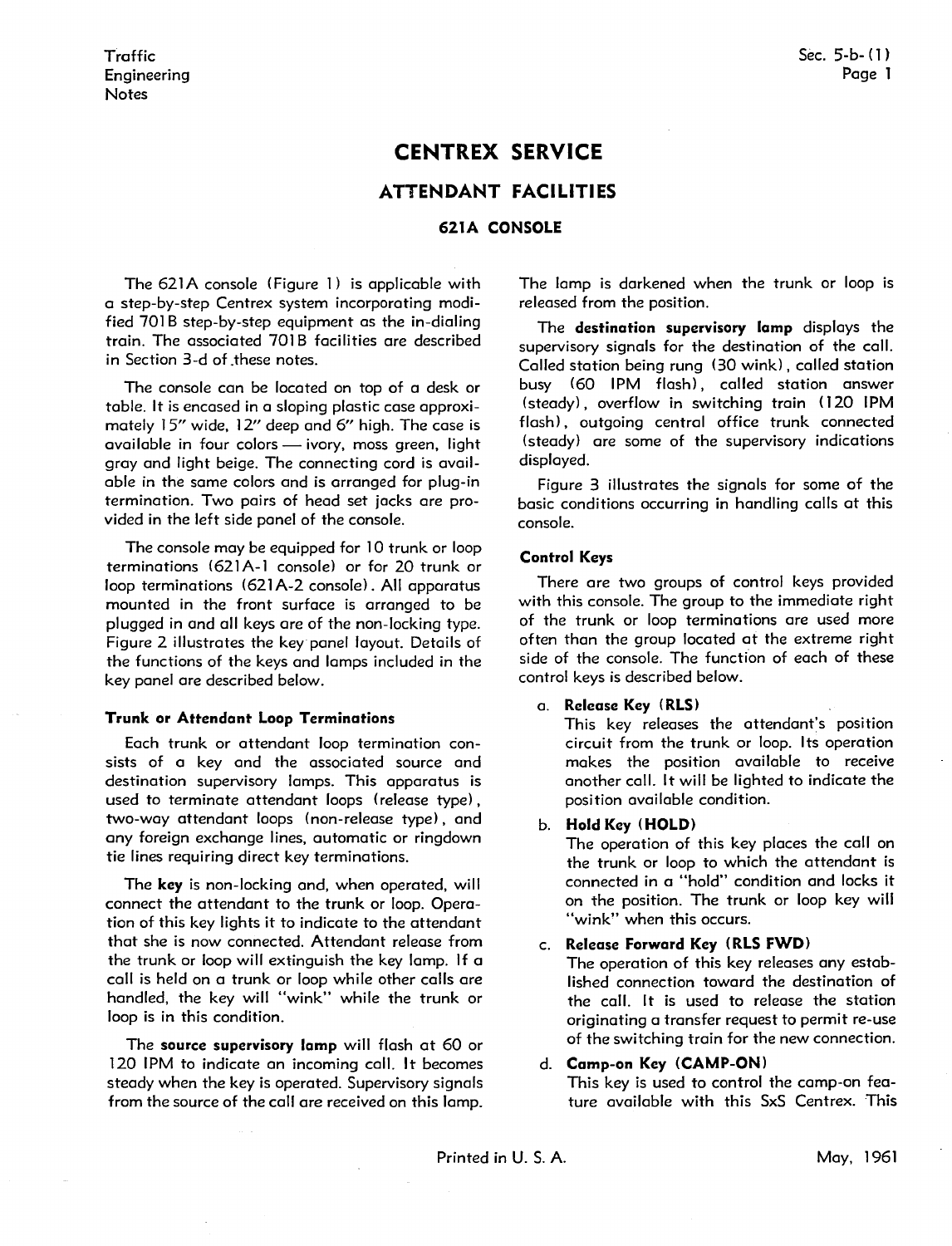# CENTREX SERVICE

## ATTENDANT FACILITIES

### 621A CONSOLE

The 621A console (Figure 1) is applicable with a step-by-step Centrex system incorporating modified 701B step-by-step equipment as the in-dialing train. The associated 701B facilities are described in Section 3-d of these notes.

The console can be located on top of a desk or table. It is encased in a sloping plastic case approximately 15" wide, 12" deep and 6" high. The case is available in four colors — ivory, moss green, light gray and light beige. The connecting cord is available in the same colors and is arranged for plug-in termination. Two pairs of head set jacks are provided in the left side panel of the console.

The console may be equipped for 10 trunk or loop terminations (621A-1 console) or for 20 trunk or loop terminations (621A-2 console). All apparatus mounted in the front surface is arranged to be plugged in and all keys are of the non-locking type. Figure 2 illustrates the key panel layout. Details of the functions of the keys and lamps included in the key panel are described below.

#### Trunk or Attendant Loop Terminations

Each trunk or attendant loop termination consists of a key and the associated source and destination supervisory lamps. This apparatus is used to terminate attendant loops (release type), two-way attendant loops (non-release type), and any foreign exchange lines, automatic or ringdown tie lines requiring direct key terminations.

The **key** is non-locking and, when operated, will connect the attendant to the trunk or loop. Operation of this key lights it to indicate to the attendant that she is now connected. Attendant release from the trunk or loop will extinguish the key lamp. If a call is held on a trunk or loop while other calls are handled, the key will "wink" while the trunk or loop is in this condition.

The **source supervisory lamp** will flash at 60 or 120 IPM to indicate an incoming call. It becomes steady when the key is operated. Supervisory signals from the source of the call are received on this lamp. The lamp is darkened when the trunk or loop is released from the position.

The **destination supervisory lamp** displays the supervisory signals for the destination of the call. Called station being rung (30 wink), called station busy (60 IPM flash), called station answer (steady), overflow in switching train (120 IPM flash), outgoing central office trunk connected (steady) are some of the supervisory indications displayed.

Figure 3 illustrates the signals for some of the basic conditions occurring in handling calls at this console.

#### Control Keys

There are two groups of control keys provided with this console. The group to the immediate right of the trunk or loop terminations are used more often than the group located at the extreme right side of the console. The function of each of these control keys is described below.

a. **Release Key (RLS)**
   This key releases the attendant's position circuit from the trunk or loop. Its operation makes the position available to receive another call. It will be lighted to indicate the position available condition.

b. **Hold Key (HOLD)**
   The operation of this key places the call on the trunk or loop to which the attendant is connected in a "hold" condition and locks it on the position. The trunk or loop key will "wink" when this occurs.

c. **Release Forward Key (RLS FWD)**
   The operation of this key releases any established connection toward the destination of the call. It is used to release the station originating a transfer request to permit re-use of the switching train for the new connection.

d. **Camp-on Key (CAMP-ON)**
   This key is used to control the camp-on feature available with this SxS Centrex. This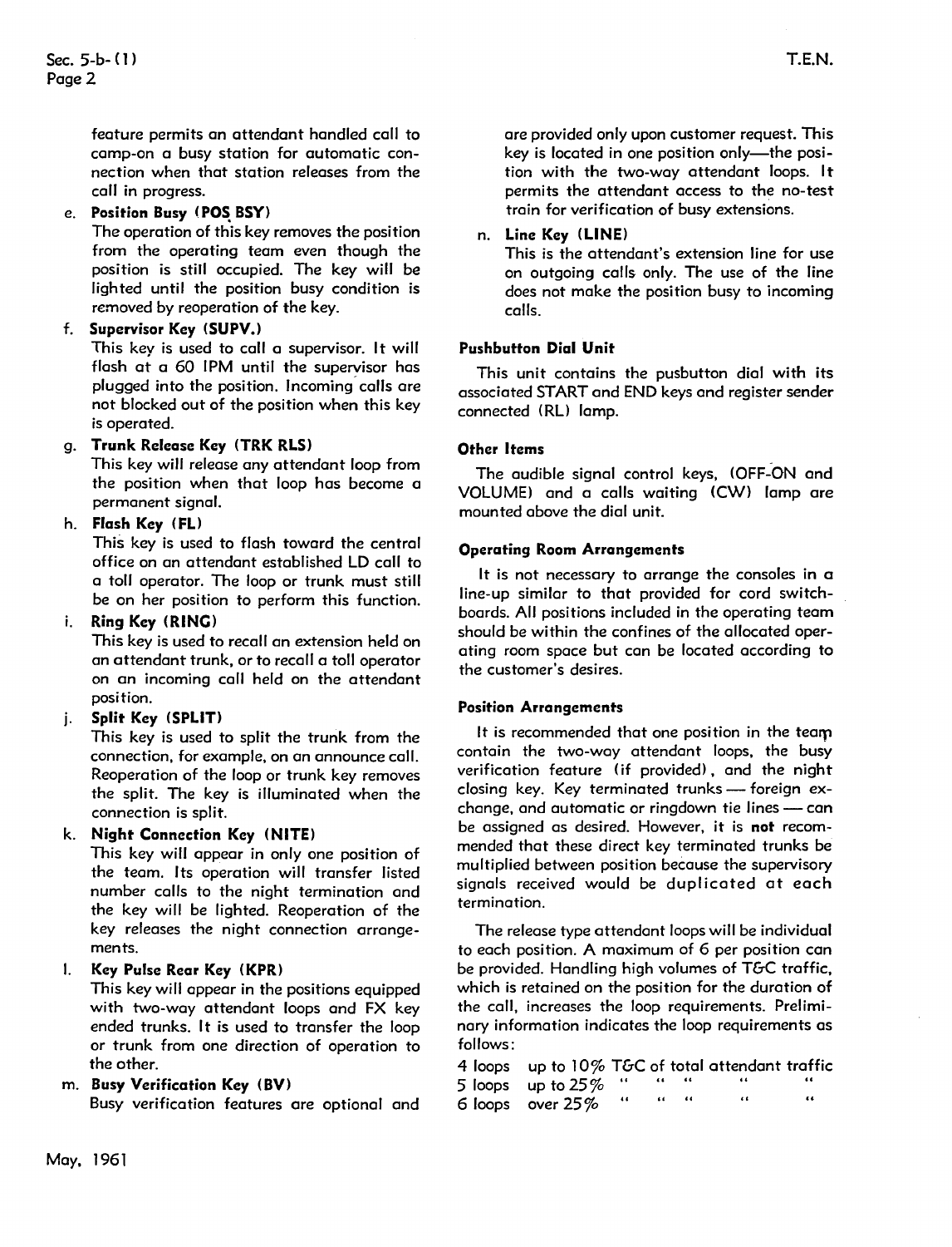feature permits an attendant handled call to camp-on a busy station for automatic connection when that station releases from the call in progress.

e. **Position Busy (POS BSY)**
The operation of this key removes the position from the operating team even though the position is still occupied. The key will be lighted until the position busy condition is removed by reoperation of the key.

f. **Supervisor Key (SUPV.)**
This key is used to call a supervisor. It will flash at a 60 IPM until the supervisor has plugged into the position. Incoming calls are not blocked out of the position when this key is operated.

g. **Trunk Release Key (TRK RLS)**
This key will release any attendant loop from the position when that loop has become a permanent signal.

h. **Flash Key (FL)**
This key is used to flash toward the central office on an attendant established LD call to a toll operator. The loop or trunk must still be on her position to perform this function.

i. **Ring Key (RING)**
This key is used to recall an extension held on an attendant trunk, or to recall a toll operator on an incoming call held on the attendant position.

j. **Split Key (SPLIT)**
This key is used to split the trunk from the connection, for example, on an announce call. Reoperation of the loop or trunk key removes the split. The key is illuminated when the connection is split.

k. **Night Connection Key (NITE)**
This key will appear in only one position of the team. Its operation will transfer listed number calls to the night termination and the key will be lighted. Reoperation of the key releases the night connection arrangements.

l. **Key Pulse Rear Key (KPR)**
This key will appear in the positions equipped with two-way attendant loops and FX key ended trunks. It is used to transfer the loop or trunk from one direction of operation to the other.

m. **Busy Verification Key (BV)**
Busy verification features are optional and are provided only upon customer request. This key is located in one position only—the position with the two-way attendant loops. It permits the attendant access to the no-test train for verification of busy extensions.

n. **Line Key (LINE)**
This is the attendant's extension line for use on outgoing calls only. The use of the line does not make the position busy to incoming calls.

### Pushbutton Dial Unit

This unit contains the pusbutton dial with its associated START and END keys and register sender connected (RL) lamp.

### Other Items

The audible signal control keys, (OFF-ON and VOLUME) and a calls waiting (CW) lamp are mounted above the dial unit.

### Operating Room Arrangements

It is not necessary to arrange the consoles in a line-up similar to that provided for cord switchboards. All positions included in the operating team should be within the confines of the allocated operating room space but can be located according to the customer's desires.

### Position Arrangements

It is recommended that one position in the team contain the two-way attendant loops, the busy verification feature (if provided), and the night closing key. Key terminated trunks — foreign exchange, and automatic or ringdown tie lines — can be assigned as desired. However, it is **not** recommended that these direct key terminated trunks be multiplied between position because the supervisory signals received would be duplicated at each termination.

The release type attendant loops will be individual to each position. A maximum of 6 per position can be provided. Handling high volumes of T&C traffic, which is retained on the position for the duration of the call, increases the loop requirements. Preliminary information indicates the loop requirements as follows:

| | |
|---|---|
| 4 loops | up to 10% T&C of total attendant traffic |
| 5 loops | up to 25% " " " " " |
| 6 loops | over 25% " " " " " |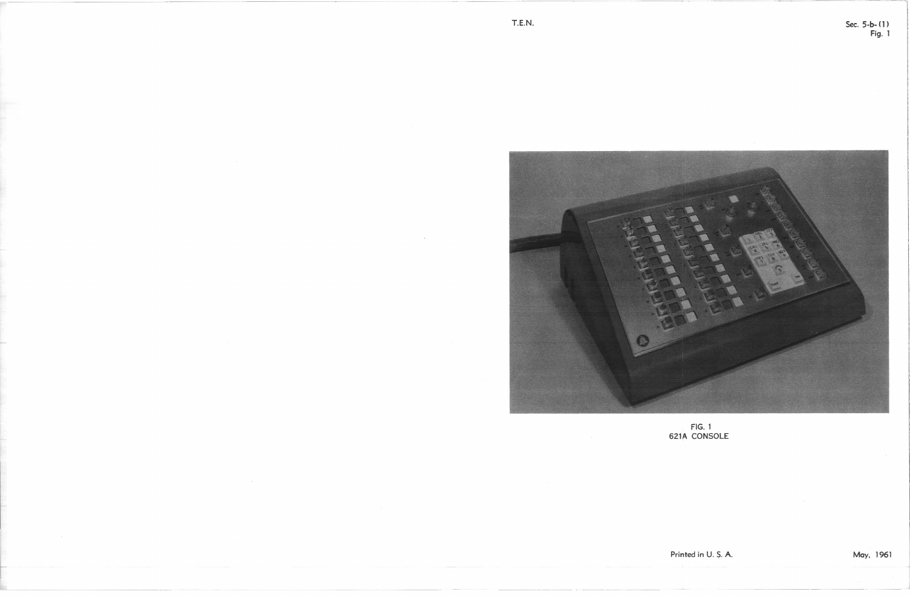FIG. 1
621A CONSOLE

Printed in U. S. A.

May, 1961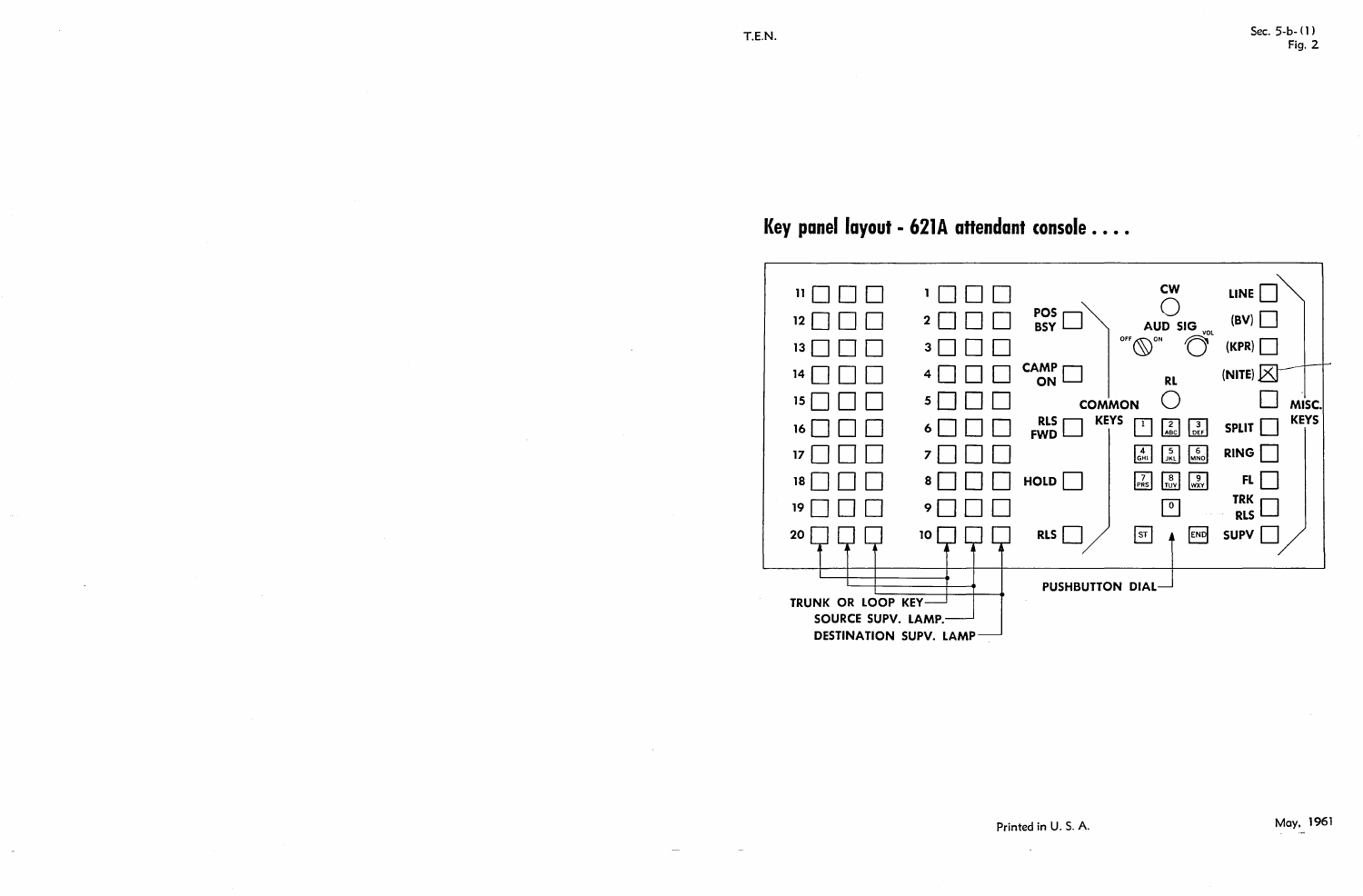# Key panel layout - 621A attendant console . . . .

11 12 13 14 15 16 17 18 19 20

1 2 3 4 5 6 7 8 9 10

POS BSY

CAMP ON

RLS FWD

HOLD

RLS

COMMON KEYS

CW

AUD SIG

OFF ON

VOL

RL

1 2 ABC 3 DEF

4 GHI 5 JKL 6 MNO

7 PRS 8 TUV 9 WXY

0

ST END

LINE

(BV)

(KPR)

(NITE)

MISC. KEYS

SPLIT

RING

FL

TRK RLS

SUPV

TRUNK OR LOOP KEY

SOURCE SUPV. LAMP.

DESTINATION SUPV. LAMP

PUSHBUTTON DIAL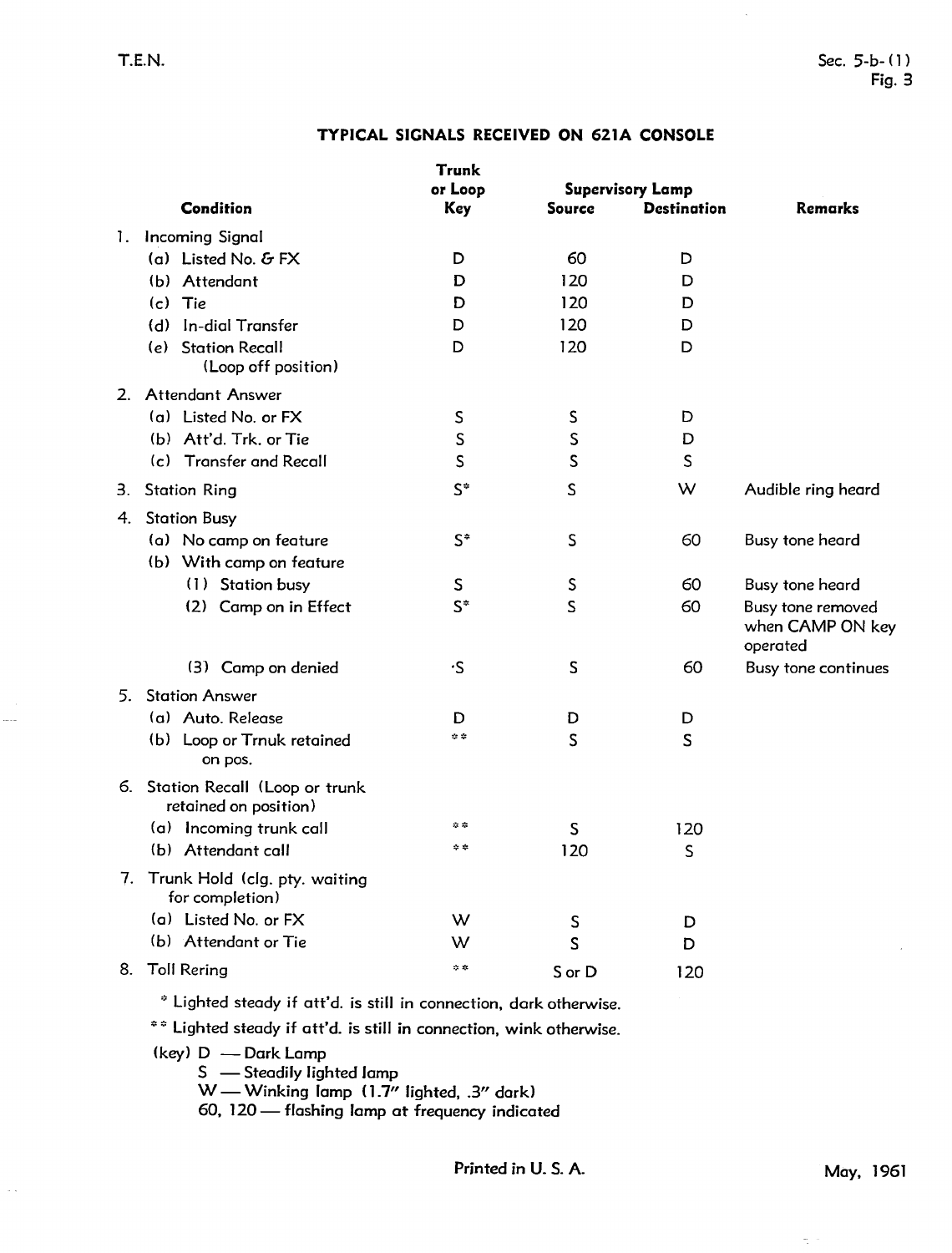### TYPICAL SIGNALS RECEIVED ON 621A CONSOLE

| Condition | Trunk or Loop Key | Supervisory Lamp Source | Supervisory Lamp Destination | Remarks |
|---|---|---|---|---|
| 1. Incoming Signal | | | | |
| (a) Listed No. & FX | D | 60 | D | |
| (b) Attendant | D | 120 | D | |
| (c) Tie | D | 120 | D | |
| (d) In-dial Transfer | D | 120 | D | |
| (e) Station Recall (Loop off position) | D | 120 | D | |
| 2. Attendant Answer | | | | |
| (a) Listed No. or FX | S | S | D | |
| (b) Att'd. Trk. or Tie | S | S | D | |
| (c) Transfer and Recall | S | S | S | |
| 3. Station Ring | S* | S | W | Audible ring heard |
| 4. Station Busy | | | | |
| (a) No camp on feature | S* | S | 60 | Busy tone heard |
| (b) With camp on feature | | | | |
| (1) Station busy | S | S | 60 | Busy tone heard |
| (2) Camp on in Effect | S* | S | 60 | Busy tone removed when CAMP ON key operated |
| (3) Camp on denied | ·S | S | 60 | Busy tone continues |
| 5. Station Answer | | | | |
| (a) Auto. Release | D | D | D | |
| (b) Loop or Trnuk retained on pos. | ** | S | S | |
| 6. Station Recall (Loop or trunk retained on position) | | | | |
| (a) Incoming trunk call | ** | S | 120 | |
| (b) Attendant call | ** | 120 | S | |
| 7. Trunk Hold (clg. pty. waiting for completion) | | | | |
| (a) Listed No. or FX | W | S | D | |
| (b) Attendant or Tie | W | S | D | |
| 8. Toll Rering | ** | S or D | 120 | |

\* Lighted steady if att'd. is still in connection, dark otherwise.

\*\* Lighted steady if att'd. is still in connection, wink otherwise.

(key) D — Dark Lamp
S — Steadily lighted lamp
W — Winking lamp (1.7" lighted, .3" dark)
60, 120 — flashing lamp at frequency indicated

Printed in U. S. A.

May, 1961